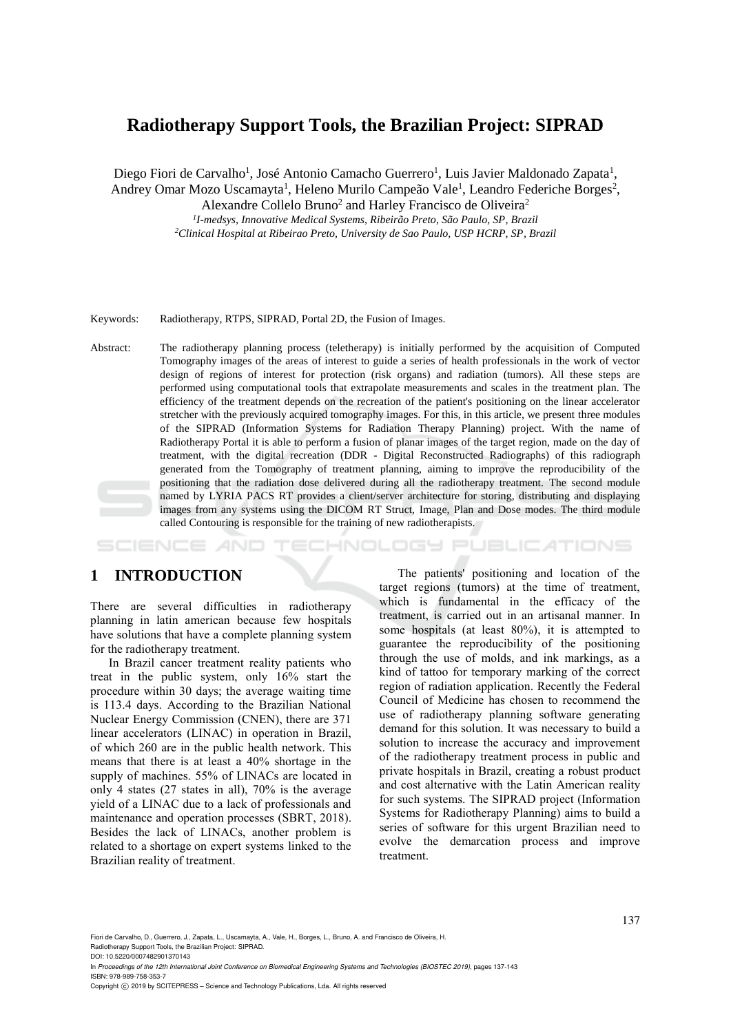# Radiotherapy Support Tools, the Brazilian Project: SIPRAD

Diego Fiori de Carvalho[1], José Antonio Camacho Guerrero[1], Luis Javier Maldonado Zapata[1], Andrey Omar Mozo Uscamayta[1], Heleno Murilo Campeão Vale[1], Leandro Federiche Borges[2], Alexandre Collelo Bruno[2] and Harley Francisco de Oliveira[2]

[1]*I-medsys, Innovative Medical Systems, Ribeirão Preto, São Paulo, SP, Brazil*
[2]*Clinical Hospital at Ribeirao Preto, University de Sao Paulo, USP HCRP, SP, Brazil*

Keywords: Radiotherapy, RTPS, SIPRAD, Portal 2D, the Fusion of Images.

Abstract: The radiotherapy planning process (teletherapy) is initially performed by the acquisition of Computed Tomography images of the areas of interest to guide a series of health professionals in the work of vector design of regions of interest for protection (risk organs) and radiation (tumors). All these steps are performed using computational tools that extrapolate measurements and scales in the treatment plan. The efficiency of the treatment depends on the recreation of the patient's positioning on the linear accelerator stretcher with the previously acquired tomography images. For this, in this article, we present three modules of the SIPRAD (Information Systems for Radiation Therapy Planning) project. With the name of Radiotherapy Portal it is able to perform a fusion of planar images of the target region, made on the day of treatment, with the digital recreation (DDR - Digital Reconstructed Radiographs) of this radiograph generated from the Tomography of treatment planning, aiming to improve the reproducibility of the positioning that the radiation dose delivered during all the radiotherapy treatment. The second module named by LYRIA PACS RT provides a client/server architecture for storing, distributing and displaying images from any systems using the DICOM RT Struct, Image, Plan and Dose modes. The third module called Contouring is responsible for the training of new radiotherapists.

## 1 INTRODUCTION

There are several difficulties in radiotherapy planning in latin american because few hospitals have solutions that have a complete planning system for the radiotherapy treatment.

In Brazil cancer treatment reality patients who treat in the public system, only 16% start the procedure within 30 days; the average waiting time is 113.4 days. According to the Brazilian National Nuclear Energy Commission (CNEN), there are 371 linear accelerators (LINAC) in operation in Brazil, of which 260 are in the public health network. This means that there is at least a 40% shortage in the supply of machines. 55% of LINACs are located in only 4 states (27 states in all), 70% is the average yield of a LINAC due to a lack of professionals and maintenance and operation processes (SBRT, 2018). Besides the lack of LINACs, another problem is related to a shortage on expert systems linked to the Brazilian reality of treatment.

The patients' positioning and location of the target regions (tumors) at the time of treatment, which is fundamental in the efficacy of the treatment, is carried out in an artisanal manner. In some hospitals (at least 80%), it is attempted to guarantee the reproducibility of the positioning through the use of molds, and ink markings, as a kind of tattoo for temporary marking of the correct region of radiation application. Recently the Federal Council of Medicine has chosen to recommend the use of radiotherapy planning software generating demand for this solution. It was necessary to build a solution to increase the accuracy and improvement of the radiotherapy treatment process in public and private hospitals in Brazil, creating a robust product and cost alternative with the Latin American reality for such systems. The SIPRAD project (Information Systems for Radiotherapy Planning) aims to build a series of software for this urgent Brazilian need to evolve the demarcation process and improve treatment.

Fiori de Carvalho, D., Guerrero, J., Zapata, L., Uscamayta, A., Vale, H., Borges, L., Bruno, A. and Francisco de Oliveira, H.
Radiotherapy Support Tools, the Brazilian Project: SIPRAD.
DOI: 10.5220/0007482901370143
In *Proceedings of the 12th International Joint Conference on Biomedical Engineering Systems and Technologies (BIOSTEC 2019)*, pages 137-143
ISBN: 978-989-758-353-7
Copyright © 2019 by SCITEPRESS – Science and Technology Publications, Lda. All rights reserved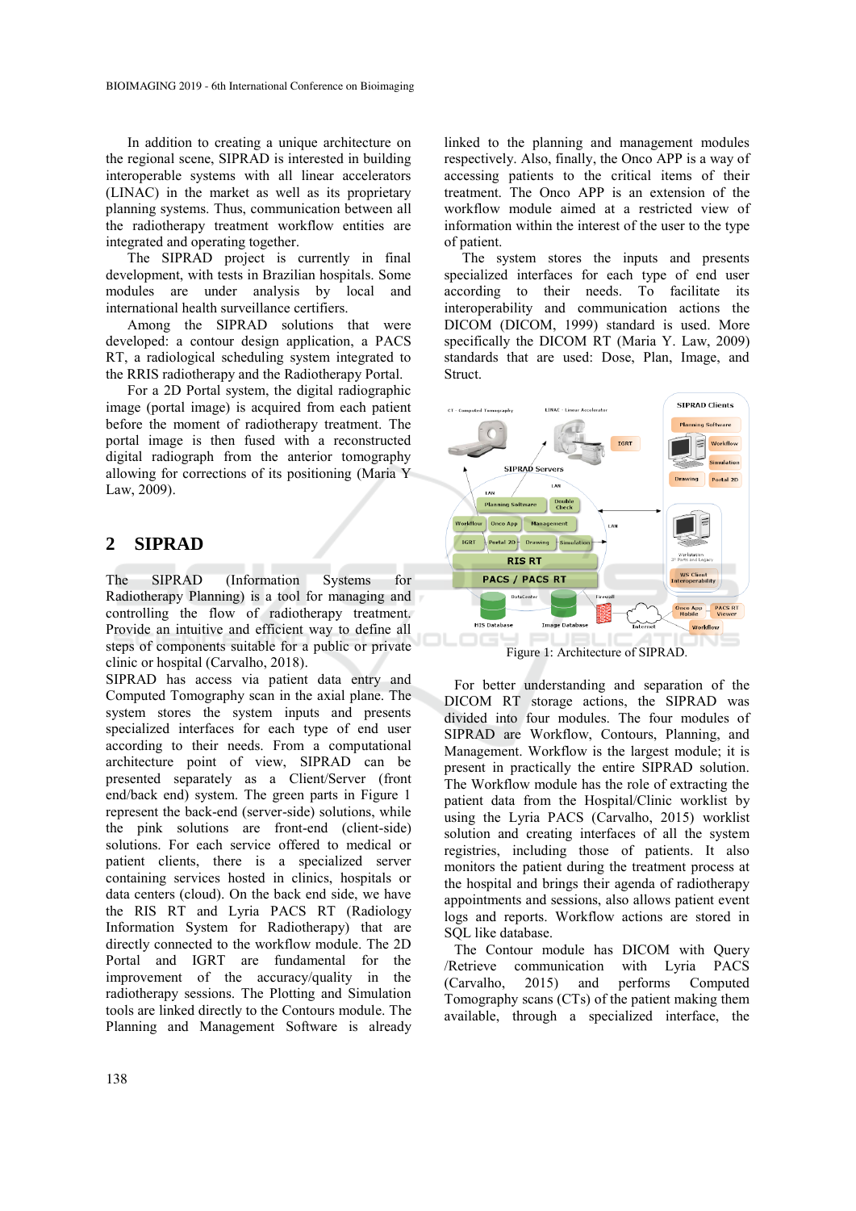In addition to creating a unique architecture on the regional scene, SIPRAD is interested in building interoperable systems with all linear accelerators (LINAC) in the market as well as its proprietary planning systems. Thus, communication between all the radiotherapy treatment workflow entities are integrated and operating together.

The SIPRAD project is currently in final development, with tests in Brazilian hospitals. Some modules are under analysis by local and international health surveillance certifiers.

Among the SIPRAD solutions that were developed: a contour design application, a PACS RT, a radiological scheduling system integrated to the RRIS radiotherapy and the Radiotherapy Portal.

For a 2D Portal system, the digital radiographic image (portal image) is acquired from each patient before the moment of radiotherapy treatment. The portal image is then fused with a reconstructed digital radiograph from the anterior tomography allowing for corrections of its positioning (Maria Y Law, 2009).

## 2 SIPRAD

The SIPRAD (Information Systems for Radiotherapy Planning) is a tool for managing and controlling the flow of radiotherapy treatment. Provide an intuitive and efficient way to define all steps of components suitable for a public or private clinic or hospital (Carvalho, 2018).

SIPRAD has access via patient data entry and Computed Tomography scan in the axial plane. The system stores the system inputs and presents specialized interfaces for each type of end user according to their needs. From a computational architecture point of view, SIPRAD can be presented separately as a Client/Server (front end/back end) system. The green parts in Figure 1 represent the back-end (server-side) solutions, while the pink solutions are front-end (client-side) solutions. For each service offered to medical or patient clients, there is a specialized server containing services hosted in clinics, hospitals or data centers (cloud). On the back end side, we have the RIS RT and Lyria PACS RT (Radiology Information System for Radiotherapy) that are directly connected to the workflow module. The 2D Portal and IGRT are fundamental for the improvement of the accuracy/quality in the radiotherapy sessions. The Plotting and Simulation tools are linked directly to the Contours module. The Planning and Management Software is already linked to the planning and management modules respectively. Also, finally, the Onco APP is a way of accessing patients to the critical items of their treatment. The Onco APP is an extension of the workflow module aimed at a restricted view of information within the interest of the user to the type of patient.

The system stores the inputs and presents specialized interfaces for each type of end user according to their needs. To facilitate its interoperability and communication actions the DICOM (DICOM, 1999) standard is used. More specifically the DICOM RT (Maria Y. Law, 2009) standards that are used: Dose, Plan, Image, and Struct.

Figure 1: Architecture of SIPRAD.

For better understanding and separation of the DICOM RT storage actions, the SIPRAD was divided into four modules. The four modules of SIPRAD are Workflow, Contours, Planning, and Management. Workflow is the largest module; it is present in practically the entire SIPRAD solution. The Workflow module has the role of extracting the patient data from the Hospital/Clinic worklist by using the Lyria PACS (Carvalho, 2015) worklist solution and creating interfaces of all the system registries, including those of patients. It also monitors the patient during the treatment process at the hospital and brings their agenda of radiotherapy appointments and sessions, also allows patient event logs and reports. Workflow actions are stored in SQL like database.

The Contour module has DICOM with Query /Retrieve communication with Lyria PACS (Carvalho, 2015) and performs Computed Tomography scans (CTs) of the patient making them available, through a specialized interface, the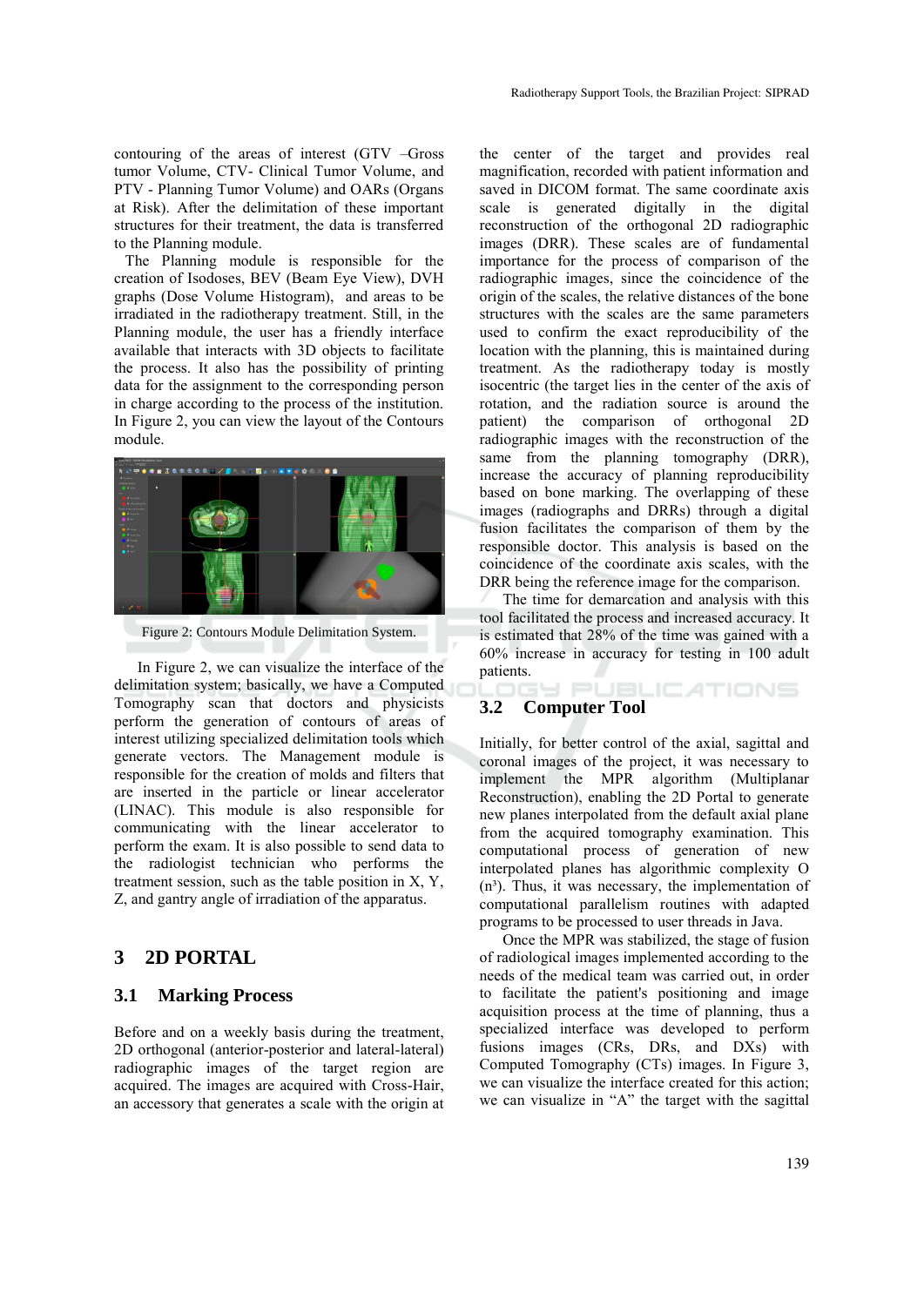contouring of the areas of interest (GTV –Gross tumor Volume, CTV- Clinical Tumor Volume, and PTV - Planning Tumor Volume) and OARs (Organs at Risk). After the delimitation of these important structures for their treatment, the data is transferred to the Planning module.

The Planning module is responsible for the creation of Isodoses, BEV (Beam Eye View), DVH graphs (Dose Volume Histogram), and areas to be irradiated in the radiotherapy treatment. Still, in the Planning module, the user has a friendly interface available that interacts with 3D objects to facilitate the process. It also has the possibility of printing data for the assignment to the corresponding person in charge according to the process of the institution. In Figure 2, you can view the layout of the Contours module.

Figure 2: Contours Module Delimitation System.

In Figure 2, we can visualize the interface of the delimitation system; basically, we have a Computed Tomography scan that doctors and physicists perform the generation of contours of areas of interest utilizing specialized delimitation tools which generate vectors. The Management module is responsible for the creation of molds and filters that are inserted in the particle or linear accelerator (LINAC). This module is also responsible for communicating with the linear accelerator to perform the exam. It is also possible to send data to the radiologist technician who performs the treatment session, such as the table position in X, Y, Z, and gantry angle of irradiation of the apparatus.

## 3 2D PORTAL

### 3.1 Marking Process

Before and on a weekly basis during the treatment, 2D orthogonal (anterior-posterior and lateral-lateral) radiographic images of the target region are acquired. The images are acquired with Cross-Hair, an accessory that generates a scale with the origin at the center of the target and provides real magnification, recorded with patient information and saved in DICOM format. The same coordinate axis scale is generated digitally in the digital reconstruction of the orthogonal 2D radiographic images (DRR). These scales are of fundamental importance for the process of comparison of the radiographic images, since the coincidence of the origin of the scales, the relative distances of the bone structures with the scales are the same parameters used to confirm the exact reproducibility of the location with the planning, this is maintained during treatment. As the radiotherapy today is mostly isocentric (the target lies in the center of the axis of rotation, and the radiation source is around the patient) the comparison of orthogonal 2D radiographic images with the reconstruction of the same from the planning tomography (DRR), increase the accuracy of planning reproducibility based on bone marking. The overlapping of these images (radiographs and DRRs) through a digital fusion facilitates the comparison of them by the responsible doctor. This analysis is based on the coincidence of the coordinate axis scales, with the DRR being the reference image for the comparison.

The time for demarcation and analysis with this tool facilitated the process and increased accuracy. It is estimated that 28% of the time was gained with a 60% increase in accuracy for testing in 100 adult patients.

### 3.2 Computer Tool

Initially, for better control of the axial, sagittal and coronal images of the project, it was necessary to implement the MPR algorithm (Multiplanar Reconstruction), enabling the 2D Portal to generate new planes interpolated from the default axial plane from the acquired tomography examination. This computational process of generation of new interpolated planes has algorithmic complexity O ($n^3$). Thus, it was necessary, the implementation of computational parallelism routines with adapted programs to be processed to user threads in Java.

Once the MPR was stabilized, the stage of fusion of radiological images implemented according to the needs of the medical team was carried out, in order to facilitate the patient's positioning and image acquisition process at the time of planning, thus a specialized interface was developed to perform fusions images (CRs, DRs, and DXs) with Computed Tomography (CTs) images. In Figure 3, we can visualize the interface created for this action; we can visualize in "A" the target with the sagittal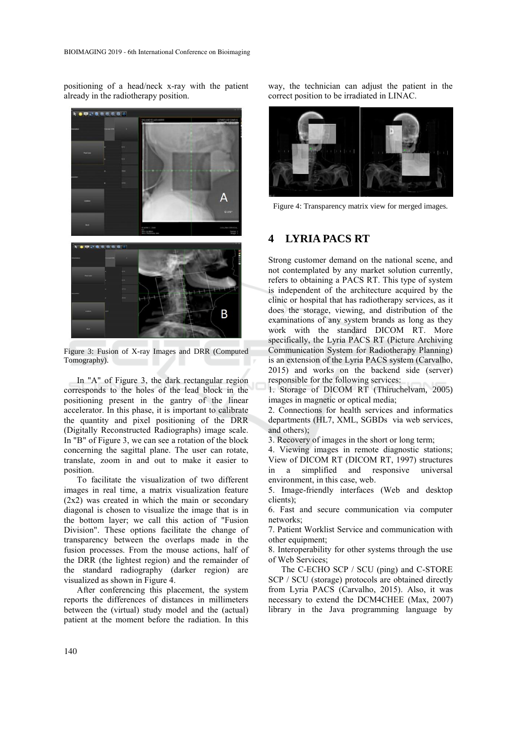positioning of a head/neck x-ray with the patient already in the radiotherapy position.

Figure 3: Fusion of X-ray Images and DRR (Computed Tomography).

In "A" of Figure 3, the dark rectangular region corresponds to the holes of the lead block in the positioning present in the gantry of the linear accelerator. In this phase, it is important to calibrate the quantity and pixel positioning of the DRR (Digitally Reconstructed Radiographs) image scale. In "B" of Figure 3, we can see a rotation of the block concerning the sagittal plane. The user can rotate, translate, zoom in and out to make it easier to position.

To facilitate the visualization of two different images in real time, a matrix visualization feature (2x2) was created in which the main or secondary diagonal is chosen to visualize the image that is in the bottom layer; we call this action of "Fusion Division". These options facilitate the change of transparency between the overlaps made in the fusion processes. From the mouse actions, half of the DRR (the lightest region) and the remainder of the standard radiography (darker region) are visualized as shown in Figure 4.

After conferencing this placement, the system reports the differences of distances in millimeters between the (virtual) study model and the (actual) patient at the moment before the radiation. In this way, the technician can adjust the patient in the correct position to be irradiated in LINAC.

Figure 4: Transparency matrix view for merged images.

## 4 LYRIA PACS RT

Strong customer demand on the national scene, and not contemplated by any market solution currently, refers to obtaining a PACS RT. This type of system is independent of the architecture acquired by the clinic or hospital that has radiotherapy services, as it does the storage, viewing, and distribution of the examinations of any system brands as long as they work with the standard DICOM RT. More specifically, the Lyria PACS RT (Picture Archiving Communication System for Radiotherapy Planning) is an extension of the Lyria PACS system (Carvalho, 2015) and works on the backend side (server) responsible for the following services:

1. Storage of DICOM RT (Thiruchelvam, 2005) images in magnetic or optical media;
2. Connections for health services and informatics departments (HL7, XML, SGBDs via web services, and others);
3. Recovery of images in the short or long term;
4. Viewing images in remote diagnostic stations; View of DICOM RT (DICOM RT, 1997) structures in a simplified and responsive universal environment, in this case, web.
5. Image-friendly interfaces (Web and desktop clients);
6. Fast and secure communication via computer networks;
7. Patient Worklist Service and communication with other equipment;
8. Interoperability for other systems through the use of Web Services;

The C-ECHO SCP / SCU (ping) and C-STORE SCP / SCU (storage) protocols are obtained directly from Lyria PACS (Carvalho, 2015). Also, it was necessary to extend the DCM4CHEE (Max, 2007) library in the Java programming language by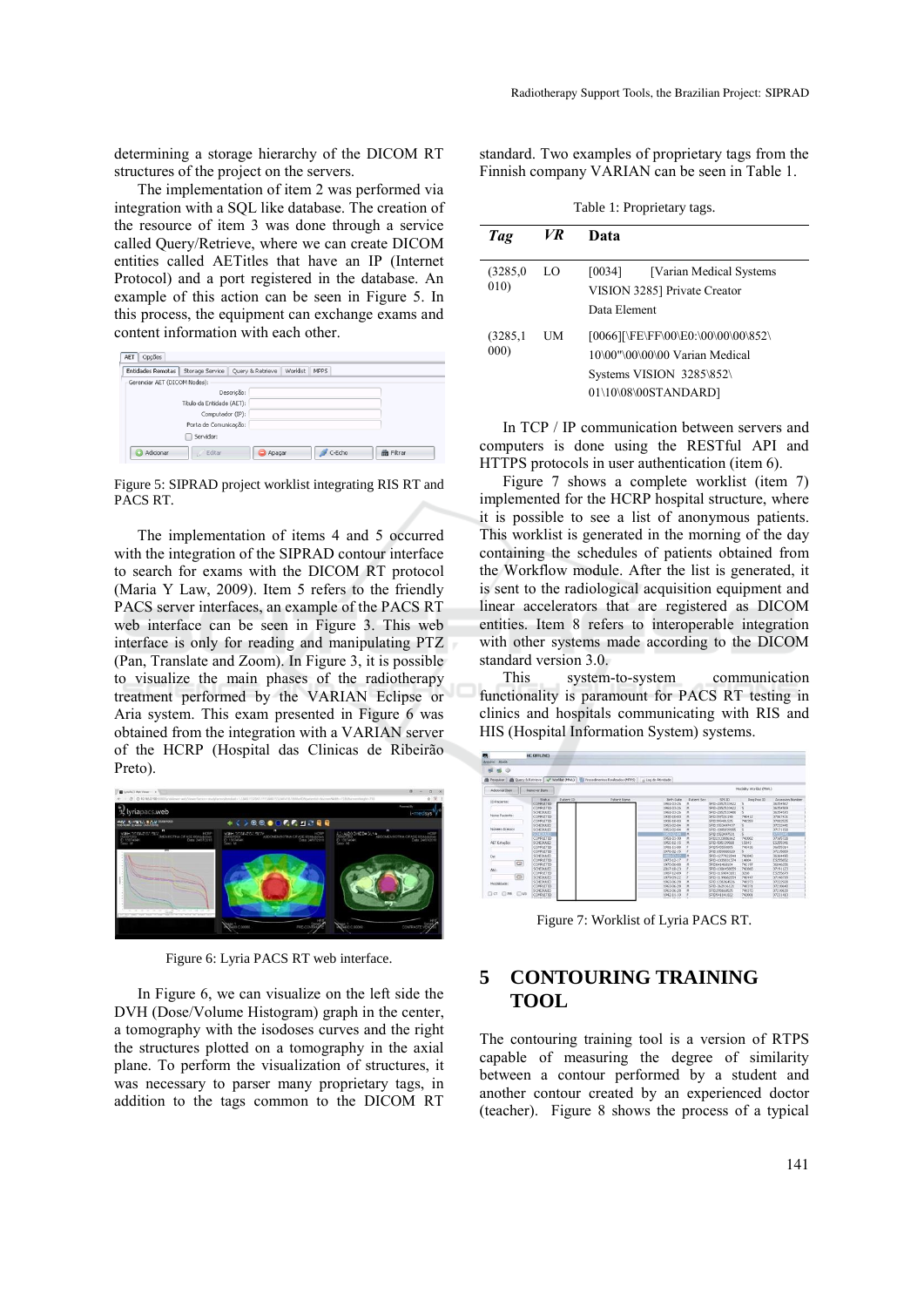determining a storage hierarchy of the DICOM RT structures of the project on the servers.

The implementation of item 2 was performed via integration with a SQL like database. The creation of the resource of item 3 was done through a service called Query/Retrieve, where we can create DICOM entities called AETitles that have an IP (Internet Protocol) and a port registered in the database. An example of this action can be seen in Figure 5. In this process, the equipment can exchange exams and content information with each other.

Figure 5: SIPRAD project worklist integrating RIS RT and PACS RT.

The implementation of items 4 and 5 occurred with the integration of the SIPRAD contour interface to search for exams with the DICOM RT protocol (Maria Y Law, 2009). Item 5 refers to the friendly PACS server interfaces, an example of the PACS RT web interface can be seen in Figure 3. This web interface is only for reading and manipulating PTZ (Pan, Translate and Zoom). In Figure 3, it is possible to visualize the main phases of the radiotherapy treatment performed by the VARIAN Eclipse or Aria system. This exam presented in Figure 6 was obtained from the integration with a VARIAN server of the HCRP (Hospital das Clinicas de Ribeirão Preto).

Figure 6: Lyria PACS RT web interface.

In Figure 6, we can visualize on the left side the DVH (Dose/Volume Histogram) graph in the center, a tomography with the isodoses curves and the right the structures plotted on a tomography in the axial plane. To perform the visualization of structures, it was necessary to parser many proprietary tags, in addition to the tags common to the DICOM RT standard. Two examples of proprietary tags from the Finnish company VARIAN can be seen in Table 1.

Table 1: Proprietary tags.

| *Tag* | *VR* | Data |
|---|---|---|
| (3285,0010) | LO | [0034] [Varian Medical Systems VISION 3285] Private Creator Data Element |
| (3285,1000) | UM | [0066][\FE\FF\00\E0:\00\00\00\852\10\00"\00\00\00 Varian Medical Systems VISION 3285\852\01\10\08\00STANDARD] |

In TCP / IP communication between servers and computers is done using the RESTful API and HTTPS protocols in user authentication (item 6).

Figure 7 shows a complete worklist (item 7) implemented for the HCRP hospital structure, where it is possible to see a list of anonymous patients. This worklist is generated in the morning of the day containing the schedules of patients obtained from the Workflow module. After the list is generated, it is sent to the radiological acquisition equipment and linear accelerators that are registered as DICOM entities. Item 8 refers to interoperable integration with other systems made according to the DICOM standard version 3.0.

This system-to-system communication functionality is paramount for PACS RT testing in clinics and hospitals communicating with RIS and HIS (Hospital Information System) systems.

Figure 7: Worklist of Lyria PACS RT.

# 5 CONTOURING TRAINING TOOL

The contouring training tool is a version of RTPS capable of measuring the degree of similarity between a contour performed by a student and another contour created by an experienced doctor (teacher). Figure 8 shows the process of a typical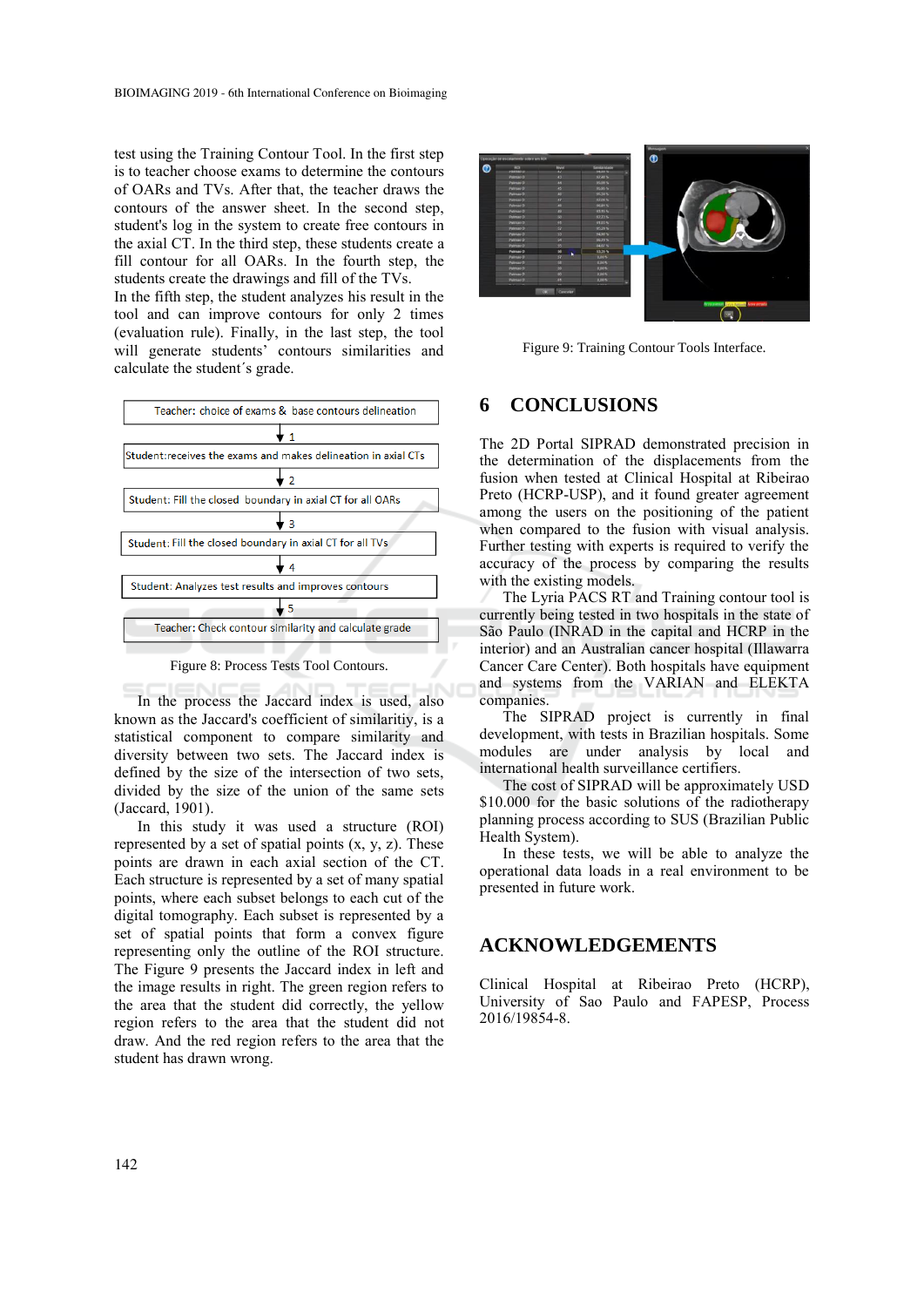test using the Training Contour Tool. In the first step is to teacher choose exams to determine the contours of OARs and TVs. After that, the teacher draws the contours of the answer sheet. In the second step, student's log in the system to create free contours in the axial CT. In the third step, these students create a fill contour for all OARs. In the fourth step, the students create the drawings and fill of the TVs.
In the fifth step, the student analyzes his result in the tool and can improve contours for only 2 times (evaluation rule). Finally, in the last step, the tool will generate students' contours similarities and calculate the student´s grade.

Teacher: choice of exams & base contours delineation
↓ 1
Student:receives the exams and makes delineation in axial CTs
↓ 2
Student: Fill the closed boundary in axial CT for all OARs
↓ 3
Student: Fill the closed boundary in axial CT for all TVs
↓ 4
Student: Analyzes test results and improves contours
↓ 5
Teacher: Check contour similarity and calculate grade

Figure 8: Process Tests Tool Contours.

In the process the Jaccard index is used, also known as the Jaccard's coefficient of similarity, is a statistical component to compare similarity and diversity between two sets. The Jaccard index is defined by the size of the intersection of two sets, divided by the size of the union of the same sets (Jaccard, 1901).

In this study it was used a structure (ROI) represented by a set of spatial points (x, y, z). These points are drawn in each axial section of the CT. Each structure is represented by a set of many spatial points, where each subset belongs to each cut of the digital tomography. Each subset is represented by a set of spatial points that form a convex figure representing only the outline of the ROI structure. The Figure 9 presents the Jaccard index in left and the image results in right. The green region refers to the area that the student did correctly, the yellow region refers to the area that the student did not draw. And the red region refers to the area that the student has drawn wrong.

Figure 9: Training Contour Tools Interface.

## 6 CONCLUSIONS

The 2D Portal SIPRAD demonstrated precision in the determination of the displacements from the fusion when tested at Clinical Hospital at Ribeirao Preto (HCRP-USP), and it found greater agreement among the users on the positioning of the patient when compared to the fusion with visual analysis. Further testing with experts is required to verify the accuracy of the process by comparing the results with the existing models.

The Lyria PACS RT and Training contour tool is currently being tested in two hospitals in the state of São Paulo (INRAD in the capital and HCRP in the interior) and an Australian cancer hospital (Illawarra Cancer Care Center). Both hospitals have equipment and systems from the VARIAN and ELEKTA companies.

The SIPRAD project is currently in final development, with tests in Brazilian hospitals. Some modules are under analysis by local and international health surveillance certifiers.

The cost of SIPRAD will be approximately USD $10.000 for the basic solutions of the radiotherapy planning process according to SUS (Brazilian Public Health System).

In these tests, we will be able to analyze the operational data loads in a real environment to be presented in future work.

## ACKNOWLEDGEMENTS

Clinical Hospital at Ribeirao Preto (HCRP), University of Sao Paulo and FAPESP, Process 2016/19854-8.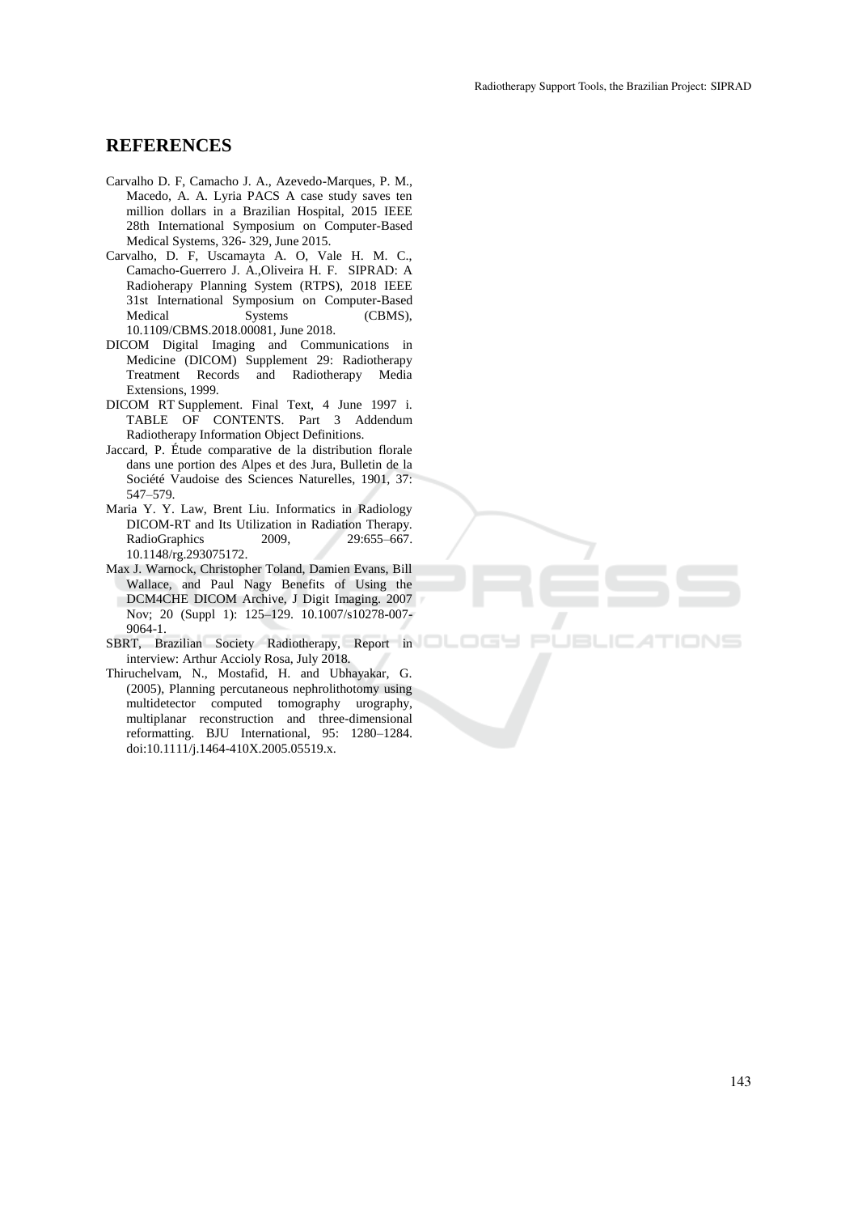## REFERENCES

Carvalho D. F, Camacho J. A., Azevedo-Marques, P. M., Macedo, A. A. Lyria PACS A case study saves ten million dollars in a Brazilian Hospital, 2015 IEEE 28th International Symposium on Computer-Based Medical Systems, 326- 329, June 2015.

Carvalho, D. F, Uscamayta A. O, Vale H. M. C., Camacho-Guerrero J. A.,Oliveira H. F. SIPRAD: A Radioherapy Planning System (RTPS), 2018 IEEE 31st International Symposium on Computer-Based Medical Systems (CBMS), 10.1109/CBMS.2018.00081, June 2018.

DICOM Digital Imaging and Communications in Medicine (DICOM) Supplement 29: Radiotherapy Treatment Records and Radiotherapy Media Extensions, 1999.

DICOM RT Supplement. Final Text, 4 June 1997 i. TABLE OF CONTENTS. Part 3 Addendum Radiotherapy Information Object Definitions.

Jaccard, P. Étude comparative de la distribution florale dans une portion des Alpes et des Jura, Bulletin de la Société Vaudoise des Sciences Naturelles, 1901, 37: 547–579.

Maria Y. Y. Law, Brent Liu. Informatics in Radiology DICOM-RT and Its Utilization in Radiation Therapy. RadioGraphics 2009, 29:655–667. 10.1148/rg.293075172.

Max J. Warnock, Christopher Toland, Damien Evans, Bill Wallace, and Paul Nagy Benefits of Using the DCM4CHE DICOM Archive, J Digit Imaging. 2007 Nov; 20 (Suppl 1): 125–129. 10.1007/s10278-007-9064-1.

SBRT, Brazilian Society Radiotherapy, Report in interview: Arthur Accioly Rosa, July 2018.

Thiruchelvam, N., Mostafid, H. and Ubhayakar, G. (2005), Planning percutaneous nephrolithotomy using multidetector computed tomography urography, multiplanar reconstruction and three-dimensional reformatting. BJU International, 95: 1280–1284. doi:10.1111/j.1464-410X.2005.05519.x.